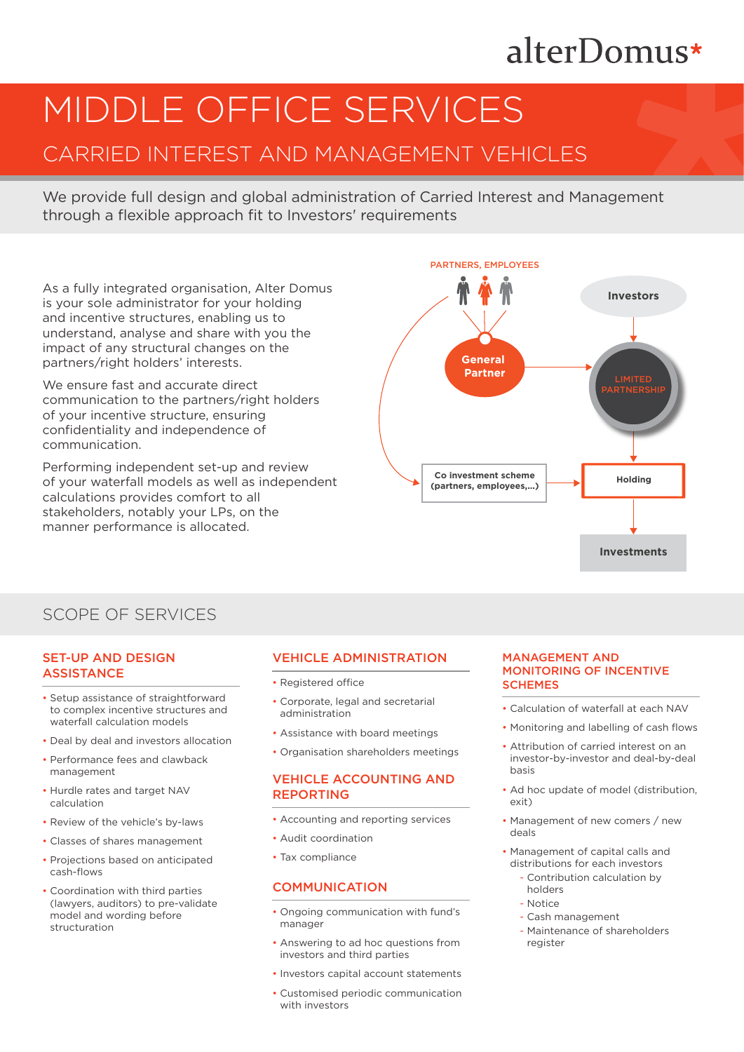alterDomus*

# MIDDLE OFFICE SERVICES

## CARRIED INTEREST AND MANAGEMENT VEHICLES

We provide full design and global administration of Carried Interest and Management through a flexible approach fit to Investors' requirements

As a fully integrated organisation, Alter Domus is your sole administrator for your holding and incentive structures, enabling us to understand, analyse and share with you the impact of any structural changes on the partners/right holders' interests.

We ensure fast and accurate direct communication to the partners/right holders of your incentive structure, ensuring confidentiality and independence of communication.

Performing independent set-up and review of your waterfall models as well as independent calculations provides comfort to all stakeholders, notably your LPs, on the manner performance is allocated.

PARTNERS, EMPLOYEES

Investors

General Partner

LIMITED PARTNERSHIP

Co investment scheme (partners, employees,...)

Holding

Investments

## SCOPE OF SERVICES

### SET-UP AND DESIGN ASSISTANCE

- Setup assistance of straightforward to complex incentive structures and waterfall calculation models
- Deal by deal and investors allocation
- Performance fees and clawback management
- Hurdle rates and target NAV calculation
- Review of the vehicle's by-laws
- Classes of shares management
- Projections based on anticipated cash-flows
- Coordination with third parties (lawyers, auditors) to pre-validate model and wording before structuration

### VEHICLE ADMINISTRATION

- Registered office
- Corporate, legal and secretarial administration
- Assistance with board meetings
- Organisation shareholders meetings

### VEHICLE ACCOUNTING AND REPORTING

- Accounting and reporting services
- Audit coordination
- Tax compliance

### COMMUNICATION

- Ongoing communication with fund's manager
- Answering to ad hoc questions from investors and third parties
- Investors capital account statements
- Customised periodic communication with investors

### MANAGEMENT AND MONITORING OF INCENTIVE SCHEMES

- Calculation of waterfall at each NAV
- Monitoring and labelling of cash flows
- Attribution of carried interest on an investor-by-investor and deal-by-deal basis
- Ad hoc update of model (distribution, exit)
- Management of new comers / new deals
- Management of capital calls and distributions for each investors
  - Contribution calculation by holders
  - Notice
  - Cash management
  - Maintenance of shareholders register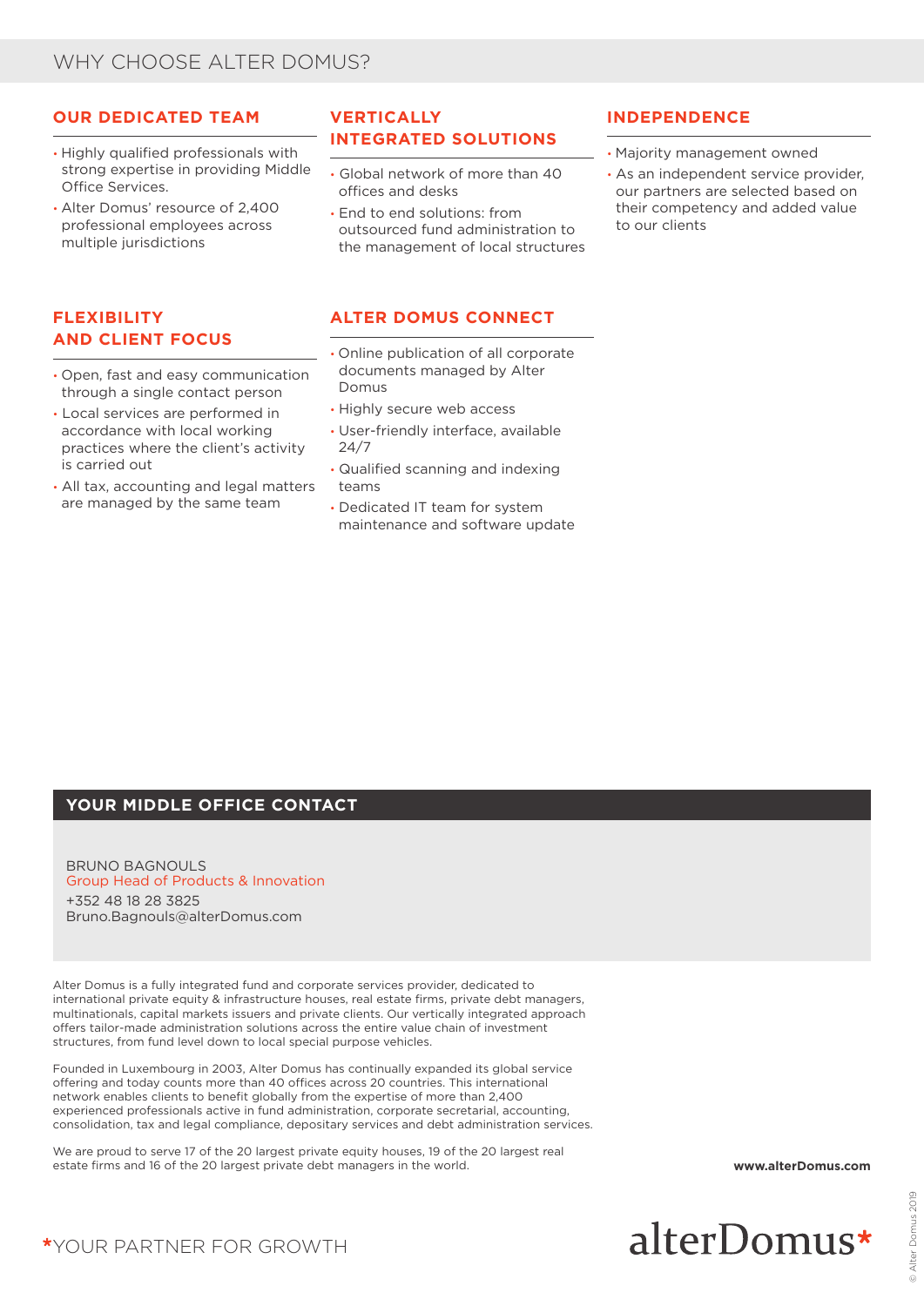# WHY CHOOSE ALTER DOMUS?

## OUR DEDICATED TEAM

- Highly qualified professionals with strong expertise in providing Middle Office Services.
- Alter Domus' resource of 2,400 professional employees across multiple jurisdictions

## VERTICALLY INTEGRATED SOLUTIONS

- Global network of more than 40 offices and desks
- End to end solutions: from outsourced fund administration to the management of local structures

## INDEPENDENCE

- Majority management owned
- As an independent service provider, our partners are selected based on their competency and added value to our clients

## FLEXIBILITY AND CLIENT FOCUS

- Open, fast and easy communication through a single contact person
- Local services are performed in accordance with local working practices where the client's activity is carried out
- All tax, accounting and legal matters are managed by the same team

## ALTER DOMUS CONNECT

- Online publication of all corporate documents managed by Alter Domus
- Highly secure web access
- User-friendly interface, available 24/7
- Qualified scanning and indexing teams
- Dedicated IT team for system maintenance and software update

## YOUR MIDDLE OFFICE CONTACT

BRUNO BAGNOULS
Group Head of Products & Innovation
+352 48 18 28 3825
Bruno.Bagnouls@alterDomus.com

Alter Domus is a fully integrated fund and corporate services provider, dedicated to international private equity & infrastructure houses, real estate firms, private debt managers, multinationals, capital markets issuers and private clients. Our vertically integrated approach offers tailor-made administration solutions across the entire value chain of investment structures, from fund level down to local special purpose vehicles.

Founded in Luxembourg in 2003, Alter Domus has continually expanded its global service offering and today counts more than 40 offices across 20 countries. This international network enables clients to benefit globally from the expertise of more than 2,400 experienced professionals active in fund administration, corporate secretarial, accounting, consolidation, tax and legal compliance, depositary services and debt administration services.

We are proud to serve 17 of the 20 largest private equity houses, 19 of the 20 largest real estate firms and 16 of the 20 largest private debt managers in the world.

**www.alterDomus.com**

*YOUR PARTNER FOR GROWTH

alterDomus*

© Alter Domus 2019